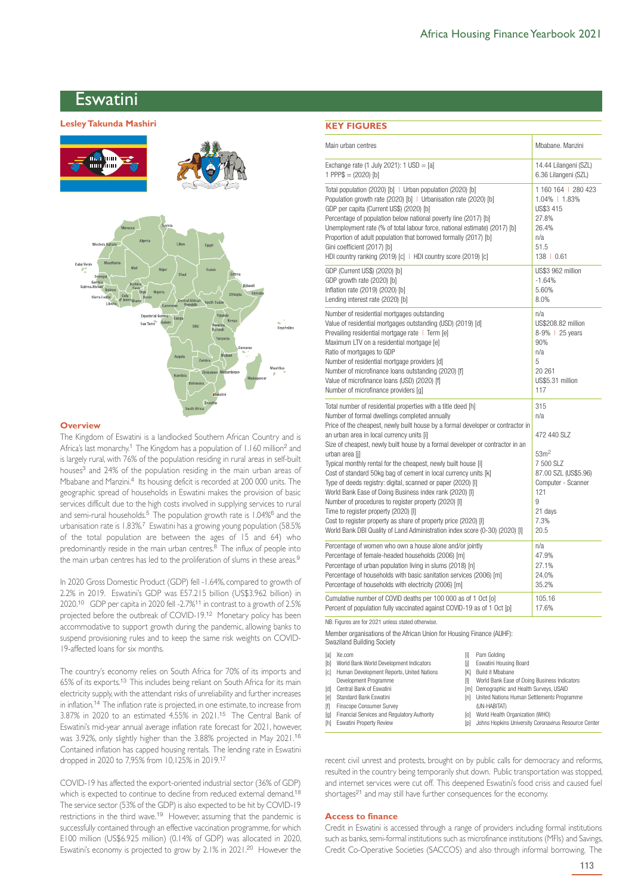# Eswatini

**Lesley Takunda Mashiri**

## Overview

The Kingdom of Eswatini is a landlocked Southern African Country and is Africa's last monarchy.[1] The Kingdom has a population of 1.160 million[2] and is largely rural, with 76% of the population residing in rural areas in self-built houses[3] and 24% of the population residing in the main urban areas of Mbabane and Manzini.[4] Its housing deficit is recorded at 200 000 units. The geographic spread of households in Eswatini makes the provision of basic services difficult due to the high costs involved in supplying services to rural and semi-rural households.[5] The population growth rate is 1.04%[6] and the urbanisation rate is 1.83%.[7] Eswatini has a growing young population (58.5% of the total population are between the ages of 15 and 64) who predominantly reside in the main urban centres.[8] The influx of people into the main urban centres has led to the proliferation of slums in these areas.[9]

In 2020 Gross Domestic Product (GDP) fell -1.64%, compared to growth of 2.2% in 2019. Eswatini's GDP was E57.215 billion (US$3.962 billion) in 2020.[10] GDP per capita in 2020 fell -2.7%[11] in contrast to a growth of 2.5% projected before the outbreak of COVID-19.[12] Monetary policy has been accommodative to support growth during the pandemic, allowing banks to suspend provisioning rules and to keep the same risk weights on COVID-19-affected loans for six months.

The country's economy relies on South Africa for 70% of its imports and 65% of its exports.[13] This includes being reliant on South Africa for its main electricity supply, with the attendant risks of unreliability and further increases in inflation.[14] The inflation rate is projected, in one estimate, to increase from 3.87% in 2020 to an estimated 4.55% in 2021.[15] The Central Bank of Eswatini's mid-year annual average inflation rate forecast for 2021, however, was 3.92%, only slightly higher than the 3.88% projected in May 2021.[16] Contained inflation has capped housing rentals. The lending rate in Eswatini dropped in 2020 to 7,95% from 10,125% in 2019.[17]

COVID-19 has affected the export-oriented industrial sector (36% of GDP) which is expected to continue to decline from reduced external demand.[18] The service sector (53% of the GDP) is also expected to be hit by COVID-19 restrictions in the third wave.[19] However, assuming that the pandemic is successfully contained through an effective vaccination programme, for which E100 million (US$6.925 million) (0.14% of GDP) was allocated in 2020, Eswatini's economy is projected to grow by 2.1% in 2021.[20] However the recent civil unrest and protests, brought on by public calls for democracy and reforms, resulted in the country being temporarily shut down. Public transportation was stopped, and internet services were cut off. This deepened Eswatini's food crisis and caused fuel shortages[21] and may still have further consequences for the economy.

## Access to finance

Credit in Eswatini is accessed through a range of providers including formal institutions such as banks, semi-formal institutions such as microfinance institutions (MFIs) and Savings, Credit Co-Operative Societies (SACCOS) and also through informal borrowing. The

## KEY FIGURES

| | |
|---|---|
| Main urban centres | Mbabane. Manzini |
| Exchange rate (1 July 2021): 1 USD = [a]<br>1 PPP$ = (2020) [b] | 14.44 Lilangeni (SZL)<br>6.36 Lilangeni (SZL) |
| Total population (2020) [b] \| Urban population (2020) [b] | 1 160 164 \| 280 423 |
| Population growth rate (2020) [b] \| Urbanisation rate (2020) [b] | 1.04% \| 1.83% |
| GDP per capita (Current US$) (2020) [b] | US$3 415 |
| Percentage of population below national poverty line (2017) [b] | 27.8% |
| Unemployment rate (% of total labour force, national estimate) (2017) [b] | 26.4% |
| Proportion of adult population that borrowed formally (2017) [b] | n/a |
| Gini coefficient (2017) [b] | 51.5 |
| HDI country ranking (2019) [c] \| HDI country score (2019) [c] | 138 \| 0.61 |
| GDP (Current US$) (2020) [b] | US$3 962 million |
| GDP growth rate (2020) [b] | -1.64% |
| Inflation rate (2019) (2020) [b] | 5.60% |
| Lending interest rate (2020) [b] | 8.0% |
| Number of residential mortgages outstanding | n/a |
| Value of residential mortgages outstanding (USD) (2019) [d] | US$208.82 million |
| Prevailing residential mortgage rate \| Term [e] | 8-9% \| 25 years |
| Maximum LTV on a residential mortgage [e] | 90% |
| Ratio of mortgages to GDP | n/a |
| Number of residential mortgage providers [d] | 5 |
| Number of microfinance loans outstanding (2020) [f] | 20 261 |
| Value of microfinance loans (USD) (2020) [f] | US$5.31 million |
| Number of microfinance providers [g] | 117 |
| Total number of residential properties with a title deed [h] | 315 |
| Number of formal dwellings completed annually | n/a |
| Price of the cheapest, newly built house by a formal developer or contractor in an urban area in local currency units [i] | 472 440 SLZ |
| Size of cheapest, newly built house by a formal developer or contractor in an urban area [j] | 53m² |
| Typical monthly rental for the cheapest, newly built house [i] | 7 500 SLZ |
| Cost of standard 50kg bag of cement in local currency units [k] | 87.00 SZL (US$5.96) |
| Type of deeds registry: digital, scanned or paper (2020) [l] | Computer - Scanner |
| World Bank Ease of Doing Business index rank (2020) [l] | 121 |
| Number of procedures to register property (2020) [l] | 9 |
| Time to register property (2020) [l] | 21 days |
| Cost to register property as share of property price (2020) [l] | 7.3% |
| World Bank DBI Quality of Land Administration index score (0-30) (2020) [l] | 20.5 |
| Percentage of women who own a house alone and/or jointly | n/a |
| Percentage of female-headed households (2006) [m] | 47.9% |
| Percentage of urban population living in slums (2018) [n] | 27.1% |
| Percentage of households with basic sanitation services (2006) [m] | 24.0% |
| Percentage of households with electricity (2006) [m] | 35.2% |
| Cumulative number of COVID deaths per 100 000 as of 1 Oct [o] | 105.16 |
| Percent of population fully vaccinated against COVID-19 as of 1 Oct [p] | 17.6% |

NB: Figures are for 2021 unless stated otherwise.

Member organisations of the African Union for Housing Finance (AUHF):
Swaziland Building Society

[a] Xe.com
[b] World Bank World Development Indicators
[c] Human Development Reports, United Nations Development Programme
[d] Central Bank of Eswatini
[e] Standard Bank Eswatini
[f] Finscope Consumer Survey
[g] Financial Services and Regulatory Authority
[h] Eswatini Property Review
[i] Pam Golding
[j] Eswatini Housing Board
[K] Build it Mbabane
[l] World Bank Ease of Doing Business Indicators
[m] Demographic and Health Surveys, USAID
[n] United Nations Human Settlements Programme (UN-HABITAT)
[o] World Health Organization (WHO)
[p] Johns Hopkins University Coronavirus Resource Center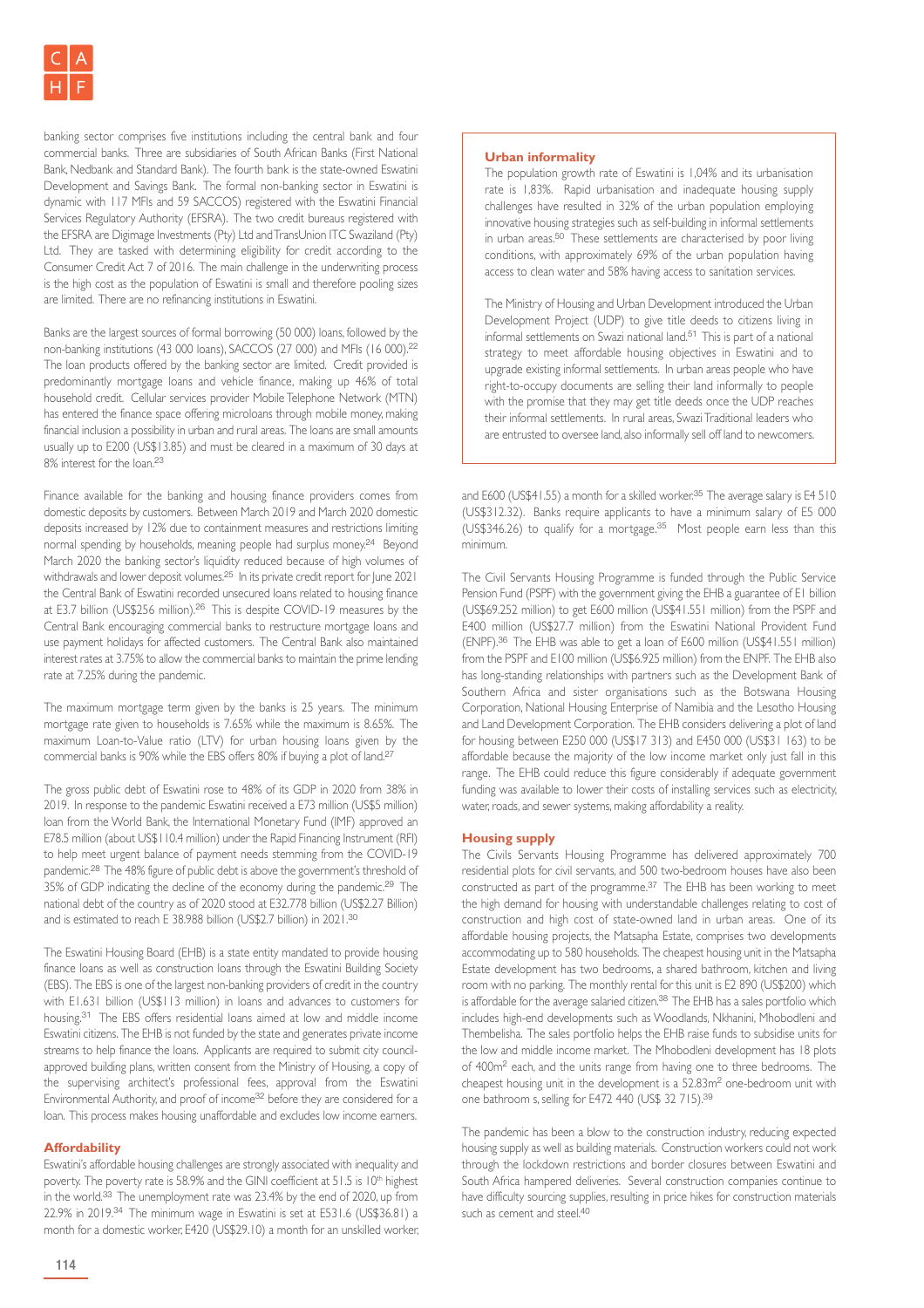banking sector comprises five institutions including the central bank and four commercial banks. Three are subsidiaries of South African Banks (First National Bank, Nedbank and Standard Bank). The fourth bank is the state-owned Eswatini Development and Savings Bank. The formal non-banking sector in Eswatini is dynamic with 117 MFIs and 59 SACCOS) registered with the Eswatini Financial Services Regulatory Authority (EFSRA). The two credit bureaus registered with the EFSRA are Digimage Investments (Pty) Ltd and TransUnion ITC Swaziland (Pty) Ltd. They are tasked with determining eligibility for credit according to the Consumer Credit Act 7 of 2016. The main challenge in the underwriting process is the high cost as the population of Eswatini is small and therefore pooling sizes are limited. There are no refinancing institutions in Eswatini.

Banks are the largest sources of formal borrowing (50 000) loans, followed by the non-banking institutions (43 000 loans), SACCOS (27 000) and MFIs (16 000).[22] The loan products offered by the banking sector are limited. Credit provided is predominantly mortgage loans and vehicle finance, making up 46% of total household credit. Cellular services provider Mobile Telephone Network (MTN) has entered the finance space offering microloans through mobile money, making financial inclusion a possibility in urban and rural areas. The loans are small amounts usually up to E200 (US$13.85) and must be cleared in a maximum of 30 days at 8% interest for the loan.[23]

Finance available for the banking and housing finance providers comes from domestic deposits by customers. Between March 2019 and March 2020 domestic deposits increased by 12% due to containment measures and restrictions limiting normal spending by households, meaning people had surplus money.[24] Beyond March 2020 the banking sector's liquidity reduced because of high volumes of withdrawals and lower deposit volumes.[25] In its private credit report for June 2021 the Central Bank of Eswatini recorded unsecured loans related to housing finance at E3.7 billion (US$256 million).[26] This is despite COVID-19 measures by the Central Bank encouraging commercial banks to restructure mortgage loans and use payment holidays for affected customers. The Central Bank also maintained interest rates at 3.75% to allow the commercial banks to maintain the prime lending rate at 7.25% during the pandemic.

The maximum mortgage term given by the banks is 25 years. The minimum mortgage rate given to households is 7.65% while the maximum is 8.65%. The maximum Loan-to-Value ratio (LTV) for urban housing loans given by the commercial banks is 90% while the EBS offers 80% if buying a plot of land.[27]

The gross public debt of Eswatini rose to 48% of its GDP in 2020 from 38% in 2019. In response to the pandemic Eswatini received a E73 million (US$5 million) loan from the World Bank, the International Monetary Fund (IMF) approved an E78.5 million (about US$110.4 million) under the Rapid Financing Instrument (RFI) to help meet urgent balance of payment needs stemming from the COVID-19 pandemic.[28] The 48% figure of public debt is above the government's threshold of 35% of GDP indicating the decline of the economy during the pandemic.[29] The national debt of the country as of 2020 stood at E32.778 billion (US$2.27 Billion) and is estimated to reach E 38.988 billion (US$2.7 billion) in 2021.[30]

The Eswatini Housing Board (EHB) is a state entity mandated to provide housing finance loans as well as construction loans through the Eswatini Building Society (EBS). The EBS is one of the largest non-banking providers of credit in the country with E1.631 billion (US$113 million) in loans and advances to customers for housing.[31] The EBS offers residential loans aimed at low and middle income Eswatini citizens. The EHB is not funded by the state and generates private income streams to help finance the loans. Applicants are required to submit city council-approved building plans, written consent from the Ministry of Housing, a copy of the supervising architect's professional fees, approval from the Eswatini Environmental Authority, and proof of income[32] before they are considered for a loan. This process makes housing unaffordable and excludes low income earners.

## Affordability

Eswatini's affordable housing challenges are strongly associated with inequality and poverty. The poverty rate is 58.9% and the GINI coefficient at 51.5 is 10th highest in the world.[33] The unemployment rate was 23.4% by the end of 2020, up from 22.9% in 2019.[34] The minimum wage in Eswatini is set at E531.6 (US$36.81) a month for a domestic worker, E420 (US$29.10) a month for an unskilled worker, and E600 (US$41.55) a month for a skilled worker.[35] The average salary is E4 510 (US$312.32). Banks require applicants to have a minimum salary of E5 000 (US$346.26) to qualify for a mortgage.[35] Most people earn less than this minimum.

The Civil Servants Housing Programme is funded through the Public Service Pension Fund (PSPF) with the government giving the EHB a guarantee of E1 billion (US$69.252 million) to get E600 million (US$41.551 million) from the PSPF and E400 million (US$27.7 million) from the Eswatini National Provident Fund (ENPF).[36] The EHB was able to get a loan of E600 million (US$41.551 million) from the PSPF and E100 million (US$6.925 million) from the ENPF. The EHB also has long-standing relationships with partners such as the Development Bank of Southern Africa and sister organisations such as the Botswana Housing Corporation, National Housing Enterprise of Namibia and the Lesotho Housing and Land Development Corporation. The EHB considers delivering a plot of land for housing between E250 000 (US$17 313) and E450 000 (US$31 163) to be affordable because the majority of the low income market only just fall in this range. The EHB could reduce this figure considerably if adequate government funding was available to lower their costs of installing services such as electricity, water, roads, and sewer systems, making affordability a reality.

> ### Urban informality
>
> The population growth rate of Eswatini is 1,04% and its urbanisation rate is 1,83%. Rapid urbanisation and inadequate housing supply challenges have resulted in 32% of the urban population employing innovative housing strategies such as self-building in informal settlements in urban areas.[50] These settlements are characterised by poor living conditions, with approximately 69% of the urban population having access to clean water and 58% having access to sanitation services.
>
> The Ministry of Housing and Urban Development introduced the Urban Development Project (UDP) to give title deeds to citizens living in informal settlements on Swazi national land.[51] This is part of a national strategy to meet affordable housing objectives in Eswatini and to upgrade existing informal settlements. In urban areas people who have right-to-occupy documents are selling their land informally to people with the promise that they may get title deeds once the UDP reaches their informal settlements. In rural areas, Swazi Traditional leaders who are entrusted to oversee land, also informally sell off land to newcomers.

## Housing supply

The Civils Servants Housing Programme has delivered approximately 700 residential plots for civil servants, and 500 two-bedroom houses have also been constructed as part of the programme.[37] The EHB has been working to meet the high demand for housing with understandable challenges relating to cost of construction and high cost of state-owned land in urban areas. One of its affordable housing projects, the Matsapha Estate, comprises two developments accommodating up to 580 households. The cheapest housing unit in the Matsapha Estate development has two bedrooms, a shared bathroom, kitchen and living room with no parking. The monthly rental for this unit is E2 890 (US$200) which is affordable for the average salaried citizen.[38] The EHB has a sales portfolio which includes high-end developments such as Woodlands, Nkhanini, Mhobodleni and Thembelisha. The sales portfolio helps the EHB raise funds to subsidise units for the low and middle income market. The Mhobodleni development has 18 plots of 400m$^2$ each, and the units range from having one to three bedrooms. The cheapest housing unit in the development is a 52.83m$^2$ one-bedroom unit with one bathroom s, selling for E472 440 (US$ 32 715).[39]

The pandemic has been a blow to the construction industry, reducing expected housing supply as well as building materials. Construction workers could not work through the lockdown restrictions and border closures between Eswatini and South Africa hampered deliveries. Several construction companies continue to have difficulty sourcing supplies, resulting in price hikes for construction materials such as cement and steel.[40]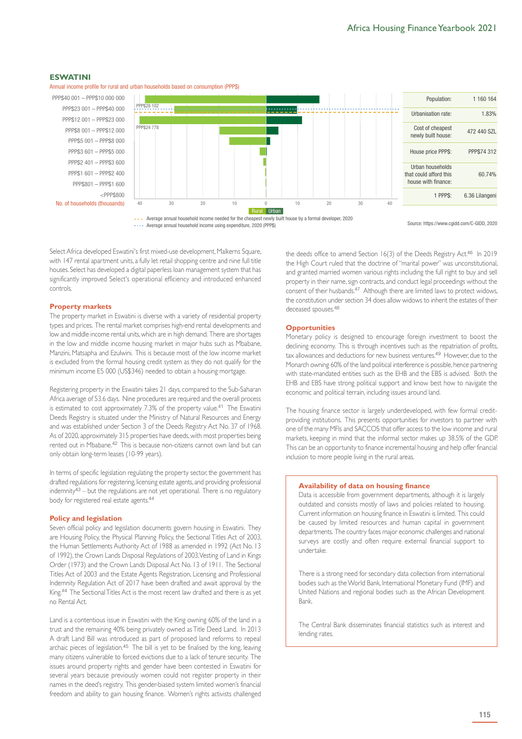## ESWATINI

Annual income profile for rural and urban households based on consumption (PPP$)

| Income band | |
|---|---|
| PPP$40 001 – PPP$10 000 000 | |
| PPP$23 001 – PPP$40 000 | |
| PPP$12 001 – PPP$23 000 | |
| PPP$8 001 – PPP$12 000 | |
| PPP$5 001 – PPP$8 000 | |
| PPP$3 601 – PPP$5 000 | |
| PPP$2 401 – PPP$3 600 | |
| PPP$1 601 – PPP$2 400 | |
| PPP$801 – PPP$1 600 | |
| <PPP$800 | |

No. of households (thousands): 40 30 20 10 0 10 20 30 40 — Rural | Urban

PPP$28 102 — Average annual household income needed for the cheapest newly built house by a formal developer, 2020

PPP$24 778 — Average annual household income using expenditure, 2020 (PPP$)

| | |
|---|---|
| Population: | 1 160 164 |
| Urbanisation rate: | 1.83% |
| Cost of cheapest newly built house: | 472 440 SZL |
| House price PPP$: | PPP$74 312 |
| Urban households that could afford this house with finance: | 60.74% |
| 1 PPP$: | 6.36 Lilangeni |

Source: https://www.cgidd.com/C-GIDD, 2020

Select Africa developed Eswatini's first mixed-use development, Malkerns Square, with 147 rental apartment units, a fully let retail shopping centre and nine full title houses. Select has developed a digital paperless loan management system that has significantly improved Select's operational efficiency and introduced enhanced controls.

### Property markets

The property market in Eswatini is diverse with a variety of residential property types and prices. The rental market comprises high-end rental developments and low and middle income rental units, which are in high demand. There are shortages in the low and middle income housing market in major hubs such as Mbabane, Manzini, Matsapha and Ezulwini. This is because most of the low income market is excluded from the formal housing credit system as they do not qualify for the minimum income E5 000 (US$346) needed to obtain a housing mortgage.

Registering property in the Eswatini takes 21 days, compared to the Sub-Saharan Africa average of 53.6 days. Nine procedures are required and the overall process is estimated to cost approximately 7.3% of the property value.[41] The Eswatini Deeds Registry is situated under the Ministry of Natural Resources and Energy and was established under Section 3 of the Deeds Registry Act No. 37 of 1968. As of 2020, approximately 315 properties have deeds, with most properties being rented out in Mbabane.[42] This is because non-citizens cannot own land but can only obtain long-term leases (10-99 years).

In terms of specific legislation regulating the property sector, the government has drafted regulations for registering, licensing estate agents, and providing professional indemnity[43] – but the regulations are not yet operational. There is no regulatory body for registered real estate agents.[44]

### Policy and legislation

Seven official policy and legislation documents govern housing in Eswatini. They are Housing Policy, the Physical Planning Policy, the Sectional Titles Act of 2003, the Human Settlements Authority Act of 1988 as amended in 1992 (Act No. 13 of 1992), the Crown Lands Disposal Regulations of 2003, Vesting of Land in Kings Order (1973) and the Crown Lands Disposal Act No. 13 of 1911. The Sectional Titles Act of 2003 and the Estate Agents Registration, Licensing and Professional Indemnity Regulation Act of 2017 have been drafted and await approval by the King.[44] The Sectional Titles Act is the most recent law drafted and there is as yet no Rental Act.

Land is a contentious issue in Eswatini with the King owning 60% of the land in a trust and the remaining 40% being privately owned as Title Deed Land. In 2013 A draft Land Bill was introduced as part of proposed land reforms to repeal archaic pieces of legislation.[45] The bill is yet to be finalised by the king, leaving many citizens vulnerable to forced evictions due to a lack of tenure security. The issues around property rights and gender have been contested in Eswatini for several years because previously women could not register property in their names in the deed's registry. This gender-biased system limited women's financial freedom and ability to gain housing finance. Women's rights activists challenged the deeds office to amend Section 16(3) of the Deeds Registry Act.[46] In 2019 the High Court ruled that the doctrine of "marital power" was unconstitutional, and granted married women various rights including the full right to buy and sell property in their name, sign contracts, and conduct legal proceedings without the consent of their husbands.[47] Although there are limited laws to protect widows, the constitution under section 34 does allow widows to inherit the estates of their deceased spouses.[48]

### Opportunities

Monetary policy is designed to encourage foreign investment to boost the declining economy. This is through incentives such as the repatriation of profits, tax allowances and deductions for new business ventures.[49] However, due to the Monarch owning 60% of the land political interference is possible, hence partnering with state-mandated entities such as the EHB and the EBS is advised. Both the EHB and EBS have strong political support and know best how to navigate the economic and political terrain, including issues around land.

The housing finance sector is largely underdeveloped, with few formal credit-providing institutions. This presents opportunities for investors to partner with one of the many MFIs and SACCOS that offer access to the low income and rural markets, keeping in mind that the informal sector makes up 38.5% of the GDP. This can be an opportunity to finance incremental housing and help offer financial inclusion to more people living in the rural areas.

### Availability of data on housing finance

Data is accessible from government departments, although it is largely outdated and consists mostly of laws and policies related to housing. Current information on housing finance in Eswatini is limited. This could be caused by limited resources and human capital in government departments. The country faces major economic challenges and national surveys are costly and often require external financial support to undertake.

There is a strong need for secondary data collection from international bodies such as the World Bank, International Monetary Fund (IMF) and United Nations and regional bodies such as the African Development Bank.

The Central Bank disseminates financial statistics such as interest and lending rates.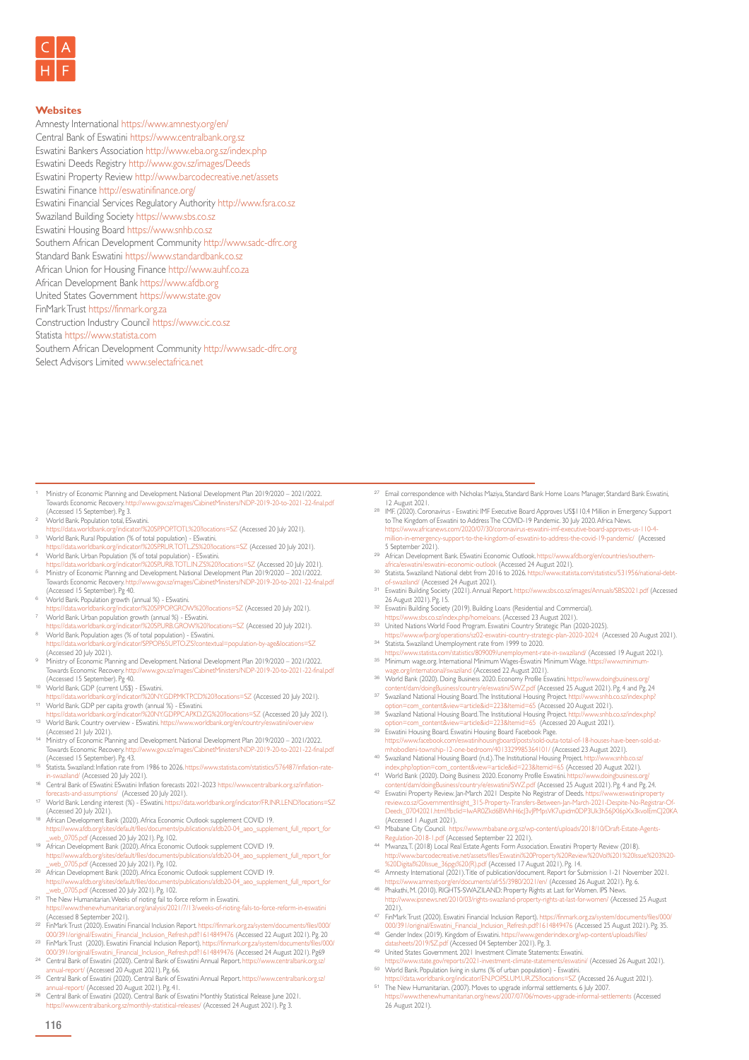## Websites

Amnesty International https://www.amnesty.org/en/
Central Bank of Eswatini https://www.centralbank.org.sz
Eswatini Bankers Association http://www.eba.org.sz/index.php
Eswatini Deeds Registry http://www.gov.sz/images/Deeds
Eswatini Property Review http://www.barcodecreative.net/assets
Eswatini Finance http://eswatinifinance.org/
Eswatini Financial Services Regulatory Authority http://www.fsra.co.sz
Swaziland Building Society https://www.sbs.co.sz
Eswatini Housing Board https://www.snhb.co.sz
Southern African Development Community http://www.sadc-dfrc.org
Standard Bank Eswatini https://www.standardbank.co.sz
African Union for Housing Finance http://www.auhf.co.za
African Development Bank https://www.afdb.org
United States Government https://www.state.gov
FinMark Trust https://finmark.org.za
Construction Industry Council https://www.cic.co.sz
Statista https://www.statista.com
Southern African Development Community http://www.sadc-dfrc.org
Select Advisors Limited www.selectafrica.net

---

1 Ministry of Economic Planning and Development. National Development Plan 2019/2020 – 2021/2022. Towards Economic Recovery. http://www.gov.sz/images/CabinetMinisters/NDP-2019-20-to-2021-22-final.pdf (Accessed 15 September). Pg 3.
2 World Bank. Population total, ESwatini. https://data.worldbank.org/indicator/%20SP.POP.TOTL%20?locations=SZ (Accessed 20 July 2021).
3 World Bank. Rural Population (% of total population) - ESwatini. https://data.worldbank.org/indicator/%20SP.RUR.TOTL.ZS%20?locations=SZ (Accessed 20 July 2021).
4 World Bank. Urban Population (% of total population) - ESwatini. https://data.worldbank.org/indicator/%20SP.URB.TOTL.IN.ZS%20?locations=SZ (Accessed 20 July 2021).
5 Ministry of Economic Planning and Development. National Development Plan 2019/2020 – 2021/2022. Towards Economic Recovery. http://www.gov.sz/images/CabinetMinisters/NDP-2019-20-to-2021-22-final.pdf (Accessed 15 September). Pg 40.
6 World Bank. Population growth (annual %) - ESwatini. https://data.worldbank.org/indicator/%20SP.POP.GROW%20?locations=SZ (Accessed 20 July 2021).
7 World Bank. Urban population growth (annual %) - ESwatini. https://data.worldbank.org/indicator/%20SP.URB.GROW%20?locations=SZ (Accessed 20 July 2021).
8 World Bank. Population ages (% of total population) - ESwatini. https://data.worldbank.org/indicator/SP.POP.65UP.TO.ZS?contextual=population-by-age&locations=SZ (Accessed 20 July 2021).
9 Ministry of Economic Planning and Development. National Development Plan 2019/2020 – 2021/2022. Towards Economic Recovery. http://www.gov.sz/images/CabinetMinisters/NDP-2019-20-to-2021-22-final.pdf (Accessed 15 September). Pg 40.
10 World Bank. GDP (current US$) - ESwatini. https://data.worldbank.org/indicator/%20NY.GDP.MKTP.CD%20?locations=SZ (Accessed 20 July 2021).
11 World Bank. GDP per capita growth (annual %) - ESwatini. https://data.worldbank.org/indicator/%20NY.GDP.PCAP.KD.ZG%20?locations=SZ (Accessed 20 July 2021).
13 World Bank. Country overview - ESwatini. https://www.worldbank.org/en/country/eswatini/overview (Accessed 21 July 2021).
14 Ministry of Economic Planning and Development. National Development Plan 2019/2020 – 2021/2022. Towards Economic Recovery. http://www.gov.sz/images/CabinetMinisters/NDP-2019-20-to-2021-22-final.pdf (Accessed 15 September). Pg. 43.
15 Statista. Swaziland: Inflation rate from 1986 to 2026. https://www.statista.com/statistics/576487/inflation-rate-in-swaziland/ (Accessed 20 July 2021).
16 Central Bank of ESwatini: ESwatini Inflation forecasts 2021-2023 https://www.centralbank.org.sz/inflation-forecasts-and-assumptions/ (Accessed 20 July 2021).
17 World Bank. Lending interest (%) - ESwatini. https://data.worldbank.org/indicator/FR.INR.LEND?locations=SZ (Accessed 20 July 2021).
18 African Development Bank (2020). Africa Economic Outlook supplement COVID 19. https://www.afdb.org/sites/default/files/documents/publications/afdb20-04_aeo_supplement_full_report_for_web_0705.pdf (Accessed 20 July 2021). Pg. 102.
19 African Development Bank (2020). Africa Economic Outlook supplement COVID 19. https://www.afdb.org/sites/default/files/documents/publications/afdb20-04_aeo_supplement_full_report_for_web_0705.pdf (Accessed 20 July 2021). Pg. 102.
20 African Development Bank (2020). Africa Economic Outlook supplement COVID 19. https://www.afdb.org/sites/default/files/documents/publications/afdb20-04_aeo_supplement_full_report_for_web_0705.pdf (Accessed 20 July 2021). Pg. 102.
21 The New Humanitarian. Weeks of rioting fail to force reform in Eswatini. https://www.thenewhumanitarian.org/analysis/2021/7/13/weeks-of-rioting-fails-to-force-reform-in-eswatini (Accessed 8 September 2021).
22 FinMark Trust (2020). Eswatini Financial Inclusion Report. https://finmark.org.za/system/documents/files/000/000/391/original/Eswatini_Financial_Inclusion_Refresh.pdf?1614849476 (Accessed 22 August 2021). Pg. 20
23 FinMark Trust (2020). Eswatini Financial Inclusion Report). https://finmark.org.za/system/documents/files/000/000/391/original/Eswatini_Financial_Inclusion_Refresh.pdf?1614849476 (Accessed 24 August 2021). Pg69
24 Central Bank of Eswatini (2020). Central Bank of Eswatini Annual Report. https://www.centralbank.org.sz/annual-report/ (Accessed 20 August 2021). Pg. 66.
25 Central Bank of Eswatini (2020). Central Bank of Eswatini Annual Report. https://www.centralbank.org.sz/annual-report/ (Accessed 20 August 2021). Pg. 41.
26 Central Bank of Eswatini (2020). Central Bank of Eswatini Monthly Statistical Release June 2021. https://www.centralbank.org.sz/monthly-statistical-releases/ (Accessed 24 August 2021). Pg 3.
27 Email correspondence with Nicholas Maziya, Standard Bank Home Loans Manager, Standard Bank Eswatini, 12 August 2021.
28 IMF. (2020). Coronavirus - Eswatini: IMF Executive Board Approves US$110.4 Million in Emergency Support to The Kingdom of Eswatini to Address The COVID-19 Pandemic. 30 July 2020. Africa News. https://www.africanews.com/2020/07/30/coronavirus-eswatini-imf-executive-board-approves-us-110-4-million-in-emergency-support-to-the-kingdom-of-eswatini-to-address-the-covid-19-pandemic/ (Accessed 5 September 2021).
29 African Development Bank. ESwatini Economic Outlook. https://www.afdb.org/en/countries/southern-africa/eswatini/eswatini-economic-outlook (Accessed 24 August 2021).
30 Statista. Swaziland: National debt from 2016 to 2026. https://www.statista.com/statistics/531956/national-debt-of-swaziland/ (Accessed 24 August 2021).
31 Eswatini Building Society (2021). Annual Report. https://www.sbs.co.sz/images/Annuals/SBS2021.pdf (Accessed 26 August 2021). Pg. 15.
32 Eswatini Building Society (2019). Building Loans (Residential and Commercial). https://www.sbs.co.sz/index.php/homeloans. (Accessed 23 August 2021).
33 United Nations World Food Program. Eswatini Country Strategic Plan (2020-2025). https://www.wfp.org/operations/sz02-eswatini-country-strategic-plan-2020-2024 (Accessed 20 August 2021).
34 Statista. Swaziland: Unemployment rate from 1999 to 2020. https://www.statista.com/statistics/809009/unemployment-rate-in-swaziland/ (Accessed 19 August 2021).
35 Minimum wage.org. International Minimum Wages-Eswatini Minimum Wage. https://www.minimum-wage.org/international/swaziland (Accessed 22 August 2021).
36 World Bank (2020). Doing Business 2020. Economy Profile Eswatini. https://www.doingbusiness.org/content/dam/doingBusiness/country/e/eswatini/SWZ.pdf (Accessed 25 August 2021). Pg. 4 and Pg. 24
37 Swaziland National Housing Board. The Institutional Housing Project. http://www.snhb.co.sz/index.php?option=com_content&view=article&id=223&Itemid=65 (Accessed 20 August 2021).
38 Swaziland National Housing Board. The Institutional Housing Project. http://www.snhb.co.sz/index.php?option=com_content&view=article&id=223&Itemid=65 (Accessed 20 August 2021).
39 Eswatini Housing Board. Eswatini Housing Board Facebook Page. https://www.facebook.com/eswatinihousingboard/posts/sold-outa-total-of-18-houses-have-been-sold-at-mhobodleni-township-12-one-bedroom/401332998536410​1/ (Accessed 23 August 2021).
40 Swaziland National Housing Board (n.d.). The Institutional Housing Project. http://www.snhb.co.sz/index.php?option=com_content&view=article&id=223&Itemid=65 (Accessed 20 August 2021).
41 World Bank (2020). Doing Business 2020. Economy Profile Eswatini. https://www.doingbusiness.org/content/dam/doingBusiness/country/e/eswatini/SWZ.pdf (Accessed 25 August 2021). Pg. 4 and Pg. 24.
42 Eswatini Property Review. Jan-March 2021 Despite No Registrar of Deeds. https://www.eswatiniproperty review.co.sz/GovernmentInsight_315-Property-Transfers-Between-Jan-March-2021-Despite-No-Registrar-Of-Deeds_07042021.html?fbclid=IwAR0Zkd6BWhH6cJ3vJPMpsVK7upidm0DP3Uk3h56jXI6pXx3kvolEmCJ20KA (Accessed 1 August 2021).
43 Mbabane City Council. https://www.mbabane.org.sz/wp-content/uploads/2018/10/Draft-Estate-Agents-Regulation-2018-1.pdf (Accessed September 22 2021).
44 Mwanza, T. (2018) Local Real Estate Agents Form Association. Eswatini Property Review (2018). http://www.barcodecreative.net/assets/files/Eswatini%20Property%20Review%20Vol%201%20Issue%203%20-%20Digital%20Issue_36pgs%20(R).pdf (Accessed 17 August 2021). Pg. 14.
45 Amnesty International (2021). Title of publication/document. Report for Submission 1-21 November 2021. https://www.amnesty.org/en/documents/afr55/3980/2021/en/ (Accessed 26 August 2021). Pg. 6.
46 Phakathi, M. (2010). RIGHTS-SWAZILAND: Property Rights at Last for Women. IPS News. http://www.ipsnews.net/2010/03/rights-swaziland-property-rights-at-last-for-women/ (Accessed 25 August 2021).
47 FinMark Trust (2020). Eswatini Financial Inclusion Report). https://finmark.org.za/system/documents/files/000/000/391/original/Eswatini_Financial_Inclusion_Refresh.pdf?1614849476 (Accessed 25 August 2021). Pg. 35.
48 Gender Index (2019). Kingdom of Eswatini. https://www.genderindex.org/wp-content/uploads/files/datasheets/2019/SZ.pdf (Accessed 04 September 2021). Pg. 3.
49 United States Government. 2021 Investment Climate Statements: Eswatini. https://www.state.gov/reports/2021-investment-climate-statements/eswatini/ (Accessed 26 August 2021).
50 World Bank. Population living in slums (% of urban population) - Eswatini. https://data.worldbank.org/indicator/EN.POP.SLUM.UR.ZS?locations=SZ (Accessed 26 August 2021).
51 The New Humanitarian. (2007). Moves to upgrade informal settlements. 6 July 2007. https://www.thenewhumanitarian.org/news/2007/07/06/moves-upgrade-informal-settlements (Accessed 26 August 2021).